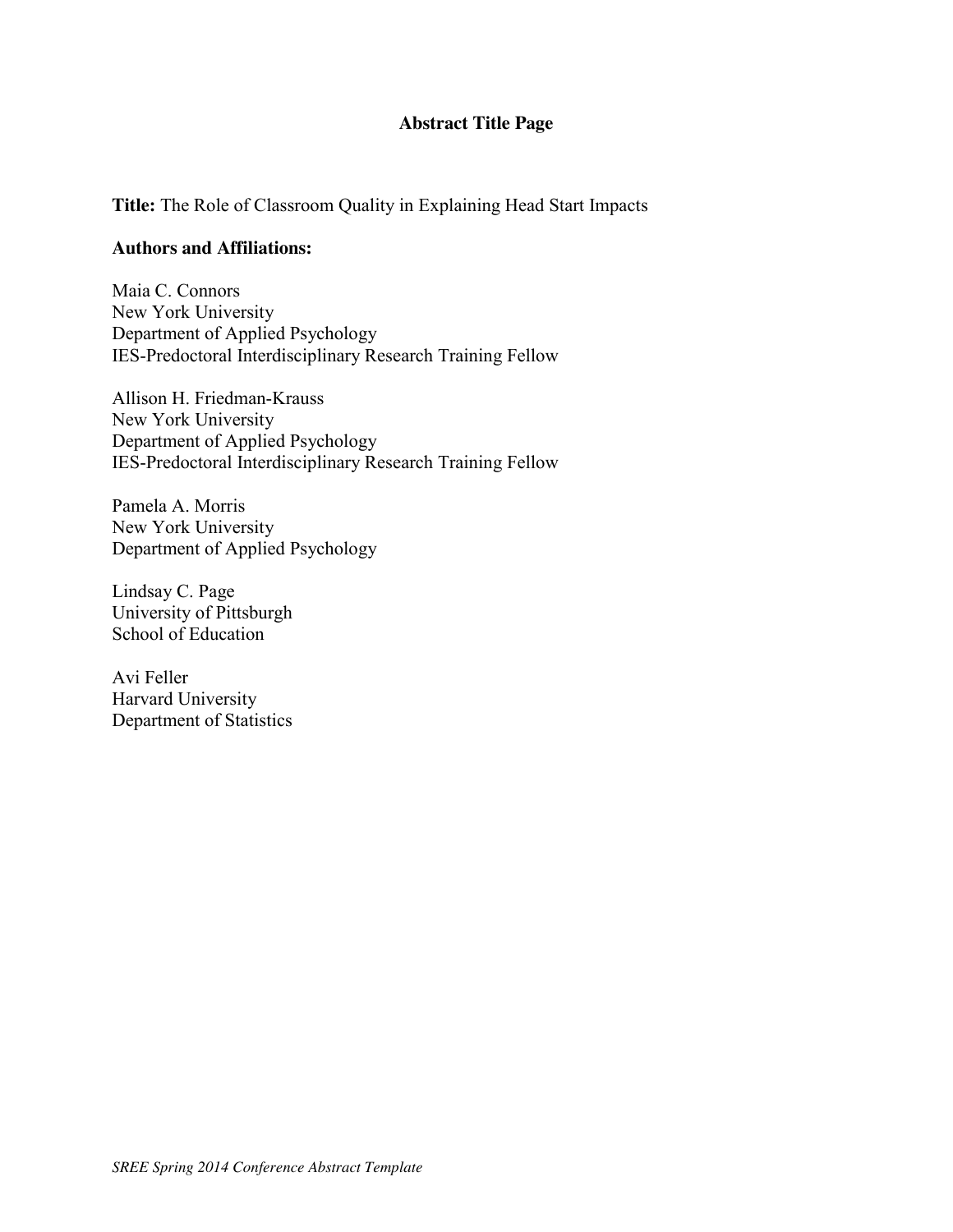# Abstract Title Page

**Title:** The Role of Classroom Quality in Explaining Head Start Impacts

**Authors and Affiliations:**

Maia C. Connors
New York University
Department of Applied Psychology
IES-Predoctoral Interdisciplinary Research Training Fellow

Allison H. Friedman-Krauss
New York University
Department of Applied Psychology
IES-Predoctoral Interdisciplinary Research Training Fellow

Pamela A. Morris
New York University
Department of Applied Psychology

Lindsay C. Page
University of Pittsburgh
School of Education

Avi Feller
Harvard University
Department of Statistics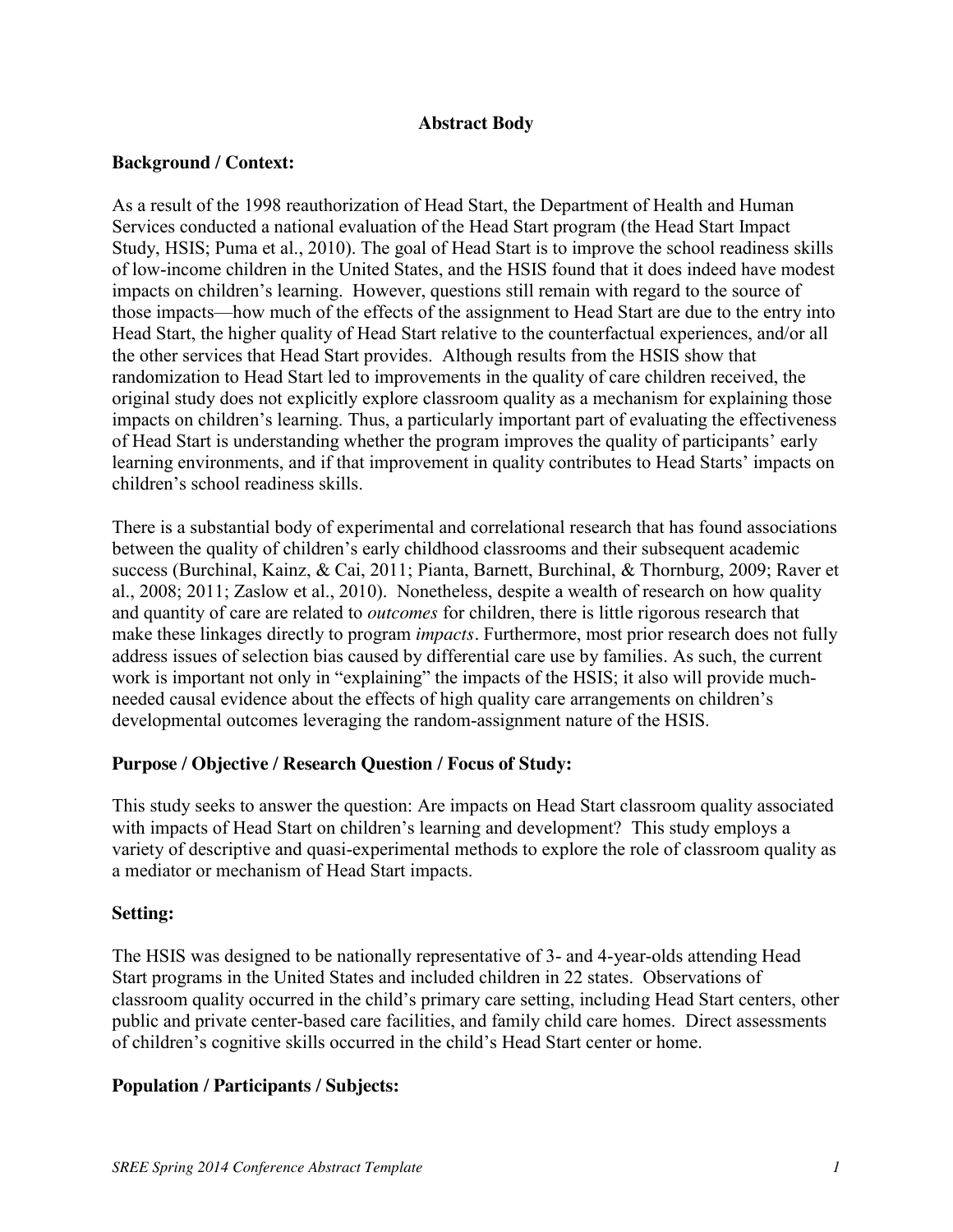## Abstract Body

### Background / Context:

As a result of the 1998 reauthorization of Head Start, the Department of Health and Human Services conducted a national evaluation of the Head Start program (the Head Start Impact Study, HSIS; Puma et al., 2010). The goal of Head Start is to improve the school readiness skills of low-income children in the United States, and the HSIS found that it does indeed have modest impacts on children's learning. However, questions still remain with regard to the source of those impacts—how much of the effects of the assignment to Head Start are due to the entry into Head Start, the higher quality of Head Start relative to the counterfactual experiences, and/or all the other services that Head Start provides. Although results from the HSIS show that randomization to Head Start led to improvements in the quality of care children received, the original study does not explicitly explore classroom quality as a mechanism for explaining those impacts on children's learning. Thus, a particularly important part of evaluating the effectiveness of Head Start is understanding whether the program improves the quality of participants' early learning environments, and if that improvement in quality contributes to Head Starts' impacts on children's school readiness skills.

There is a substantial body of experimental and correlational research that has found associations between the quality of children's early childhood classrooms and their subsequent academic success (Burchinal, Kainz, & Cai, 2011; Pianta, Barnett, Burchinal, & Thornburg, 2009; Raver et al., 2008; 2011; Zaslow et al., 2010). Nonetheless, despite a wealth of research on how quality and quantity of care are related to *outcomes* for children, there is little rigorous research that make these linkages directly to program *impacts*. Furthermore, most prior research does not fully address issues of selection bias caused by differential care use by families. As such, the current work is important not only in "explaining" the impacts of the HSIS; it also will provide much-needed causal evidence about the effects of high quality care arrangements on children's developmental outcomes leveraging the random-assignment nature of the HSIS.

### Purpose / Objective / Research Question / Focus of Study:

This study seeks to answer the question: Are impacts on Head Start classroom quality associated with impacts of Head Start on children's learning and development? This study employs a variety of descriptive and quasi-experimental methods to explore the role of classroom quality as a mediator or mechanism of Head Start impacts.

### Setting:

The HSIS was designed to be nationally representative of 3- and 4-year-olds attending Head Start programs in the United States and included children in 22 states. Observations of classroom quality occurred in the child's primary care setting, including Head Start centers, other public and private center-based care facilities, and family child care homes. Direct assessments of children's cognitive skills occurred in the child's Head Start center or home.

### Population / Participants / Subjects: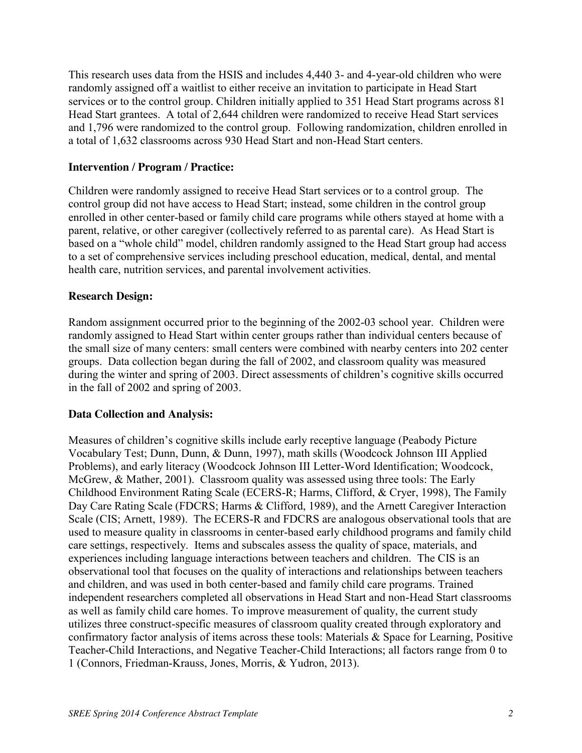This research uses data from the HSIS and includes 4,440 3- and 4-year-old children who were randomly assigned off a waitlist to either receive an invitation to participate in Head Start services or to the control group. Children initially applied to 351 Head Start programs across 81 Head Start grantees. A total of 2,644 children were randomized to receive Head Start services and 1,796 were randomized to the control group. Following randomization, children enrolled in a total of 1,632 classrooms across 930 Head Start and non-Head Start centers.

**Intervention / Program / Practice:**

Children were randomly assigned to receive Head Start services or to a control group. The control group did not have access to Head Start; instead, some children in the control group enrolled in other center-based or family child care programs while others stayed at home with a parent, relative, or other caregiver (collectively referred to as parental care). As Head Start is based on a "whole child" model, children randomly assigned to the Head Start group had access to a set of comprehensive services including preschool education, medical, dental, and mental health care, nutrition services, and parental involvement activities.

**Research Design:**

Random assignment occurred prior to the beginning of the 2002-03 school year. Children were randomly assigned to Head Start within center groups rather than individual centers because of the small size of many centers: small centers were combined with nearby centers into 202 center groups. Data collection began during the fall of 2002, and classroom quality was measured during the winter and spring of 2003. Direct assessments of children's cognitive skills occurred in the fall of 2002 and spring of 2003.

**Data Collection and Analysis:**

Measures of children's cognitive skills include early receptive language (Peabody Picture Vocabulary Test; Dunn, Dunn, & Dunn, 1997), math skills (Woodcock Johnson III Applied Problems), and early literacy (Woodcock Johnson III Letter-Word Identification; Woodcock, McGrew, & Mather, 2001). Classroom quality was assessed using three tools: The Early Childhood Environment Rating Scale (ECERS-R; Harms, Clifford, & Cryer, 1998), The Family Day Care Rating Scale (FDCRS; Harms & Clifford, 1989), and the Arnett Caregiver Interaction Scale (CIS; Arnett, 1989). The ECERS-R and FDCRS are analogous observational tools that are used to measure quality in classrooms in center-based early childhood programs and family child care settings, respectively. Items and subscales assess the quality of space, materials, and experiences including language interactions between teachers and children. The CIS is an observational tool that focuses on the quality of interactions and relationships between teachers and children, and was used in both center-based and family child care programs. Trained independent researchers completed all observations in Head Start and non-Head Start classrooms as well as family child care homes. To improve measurement of quality, the current study utilizes three construct-specific measures of classroom quality created through exploratory and confirmatory factor analysis of items across these tools: Materials & Space for Learning, Positive Teacher-Child Interactions, and Negative Teacher-Child Interactions; all factors range from 0 to 1 (Connors, Friedman-Krauss, Jones, Morris, & Yudron, 2013).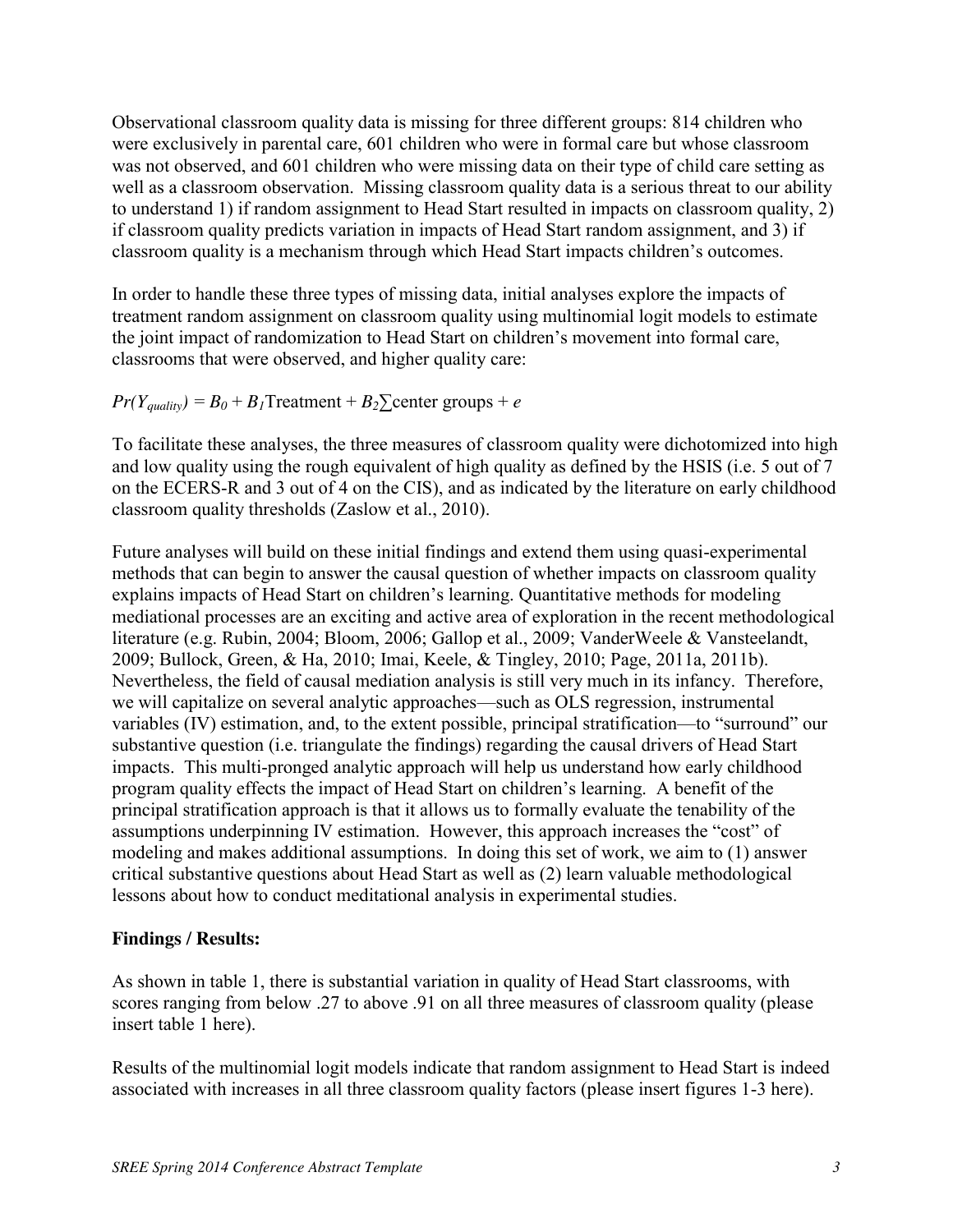Observational classroom quality data is missing for three different groups: 814 children who were exclusively in parental care, 601 children who were in formal care but whose classroom was not observed, and 601 children who were missing data on their type of child care setting as well as a classroom observation. Missing classroom quality data is a serious threat to our ability to understand 1) if random assignment to Head Start resulted in impacts on classroom quality, 2) if classroom quality predicts variation in impacts of Head Start random assignment, and 3) if classroom quality is a mechanism through which Head Start impacts children's outcomes.

In order to handle these three types of missing data, initial analyses explore the impacts of treatment random assignment on classroom quality using multinomial logit models to estimate the joint impact of randomization to Head Start on children's movement into formal care, classrooms that were observed, and higher quality care:

$Pr(Y_{quality}) = B_0 + B_1\text{Treatment} + B_2\sum\text{center groups} + e$

To facilitate these analyses, the three measures of classroom quality were dichotomized into high and low quality using the rough equivalent of high quality as defined by the HSIS (i.e. 5 out of 7 on the ECERS-R and 3 out of 4 on the CIS), and as indicated by the literature on early childhood classroom quality thresholds (Zaslow et al., 2010).

Future analyses will build on these initial findings and extend them using quasi-experimental methods that can begin to answer the causal question of whether impacts on classroom quality explains impacts of Head Start on children's learning. Quantitative methods for modeling mediational processes are an exciting and active area of exploration in the recent methodological literature (e.g. Rubin, 2004; Bloom, 2006; Gallop et al., 2009; VanderWeele & Vansteelandt, 2009; Bullock, Green, & Ha, 2010; Imai, Keele, & Tingley, 2010; Page, 2011a, 2011b). Nevertheless, the field of causal mediation analysis is still very much in its infancy. Therefore, we will capitalize on several analytic approaches—such as OLS regression, instrumental variables (IV) estimation, and, to the extent possible, principal stratification—to "surround" our substantive question (i.e. triangulate the findings) regarding the causal drivers of Head Start impacts. This multi-pronged analytic approach will help us understand how early childhood program quality effects the impact of Head Start on children's learning. A benefit of the principal stratification approach is that it allows us to formally evaluate the tenability of the assumptions underpinning IV estimation. However, this approach increases the "cost" of modeling and makes additional assumptions. In doing this set of work, we aim to (1) answer critical substantive questions about Head Start as well as (2) learn valuable methodological lessons about how to conduct meditational analysis in experimental studies.

**Findings / Results:**

As shown in table 1, there is substantial variation in quality of Head Start classrooms, with scores ranging from below .27 to above .91 on all three measures of classroom quality (please insert table 1 here).

Results of the multinomial logit models indicate that random assignment to Head Start is indeed associated with increases in all three classroom quality factors (please insert figures 1-3 here).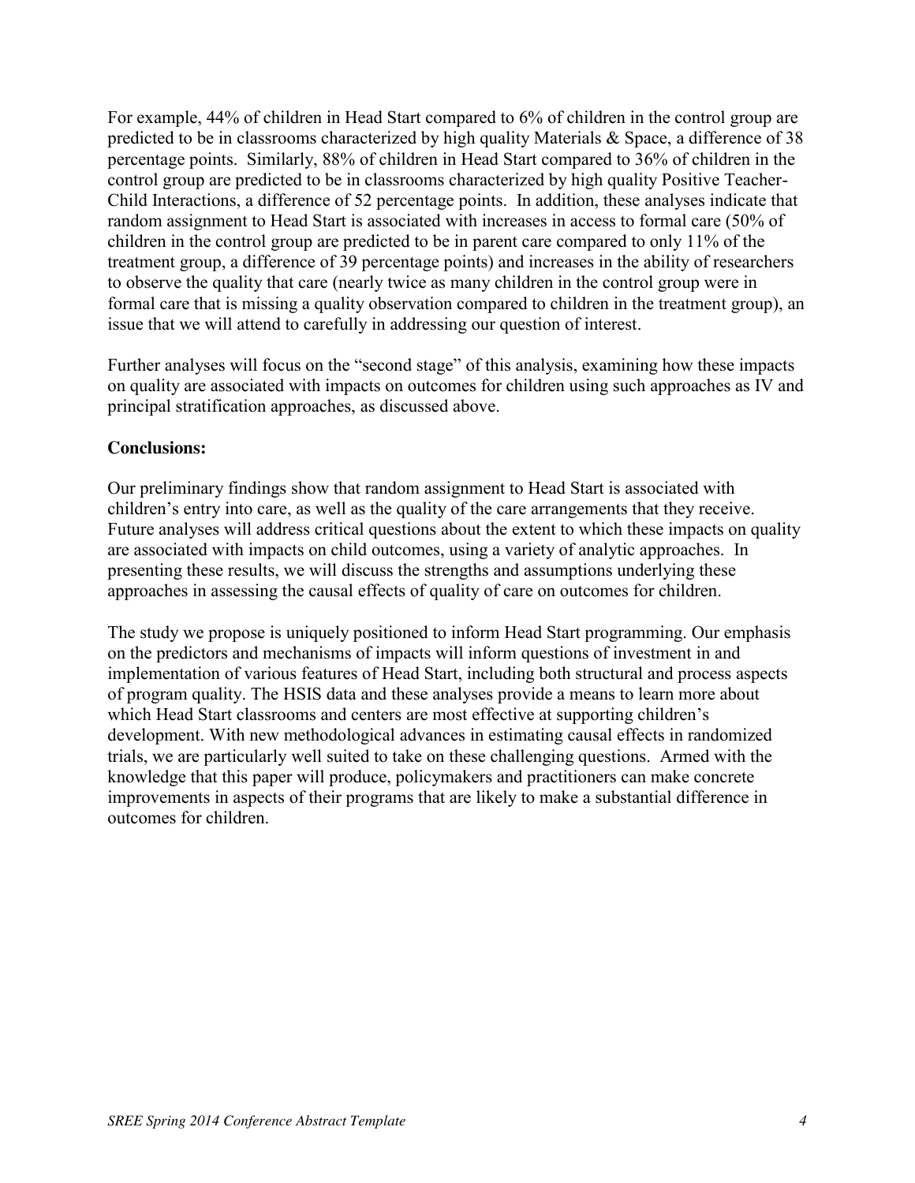For example, 44% of children in Head Start compared to 6% of children in the control group are predicted to be in classrooms characterized by high quality Materials & Space, a difference of 38 percentage points. Similarly, 88% of children in Head Start compared to 36% of children in the control group are predicted to be in classrooms characterized by high quality Positive Teacher-Child Interactions, a difference of 52 percentage points. In addition, these analyses indicate that random assignment to Head Start is associated with increases in access to formal care (50% of children in the control group are predicted to be in parent care compared to only 11% of the treatment group, a difference of 39 percentage points) and increases in the ability of researchers to observe the quality that care (nearly twice as many children in the control group were in formal care that is missing a quality observation compared to children in the treatment group), an issue that we will attend to carefully in addressing our question of interest.

Further analyses will focus on the "second stage" of this analysis, examining how these impacts on quality are associated with impacts on outcomes for children using such approaches as IV and principal stratification approaches, as discussed above.

**Conclusions:**

Our preliminary findings show that random assignment to Head Start is associated with children's entry into care, as well as the quality of the care arrangements that they receive. Future analyses will address critical questions about the extent to which these impacts on quality are associated with impacts on child outcomes, using a variety of analytic approaches. In presenting these results, we will discuss the strengths and assumptions underlying these approaches in assessing the causal effects of quality of care on outcomes for children.

The study we propose is uniquely positioned to inform Head Start programming. Our emphasis on the predictors and mechanisms of impacts will inform questions of investment in and implementation of various features of Head Start, including both structural and process aspects of program quality. The HSIS data and these analyses provide a means to learn more about which Head Start classrooms and centers are most effective at supporting children's development. With new methodological advances in estimating causal effects in randomized trials, we are particularly well suited to take on these challenging questions. Armed with the knowledge that this paper will produce, policymakers and practitioners can make concrete improvements in aspects of their programs that are likely to make a substantial difference in outcomes for children.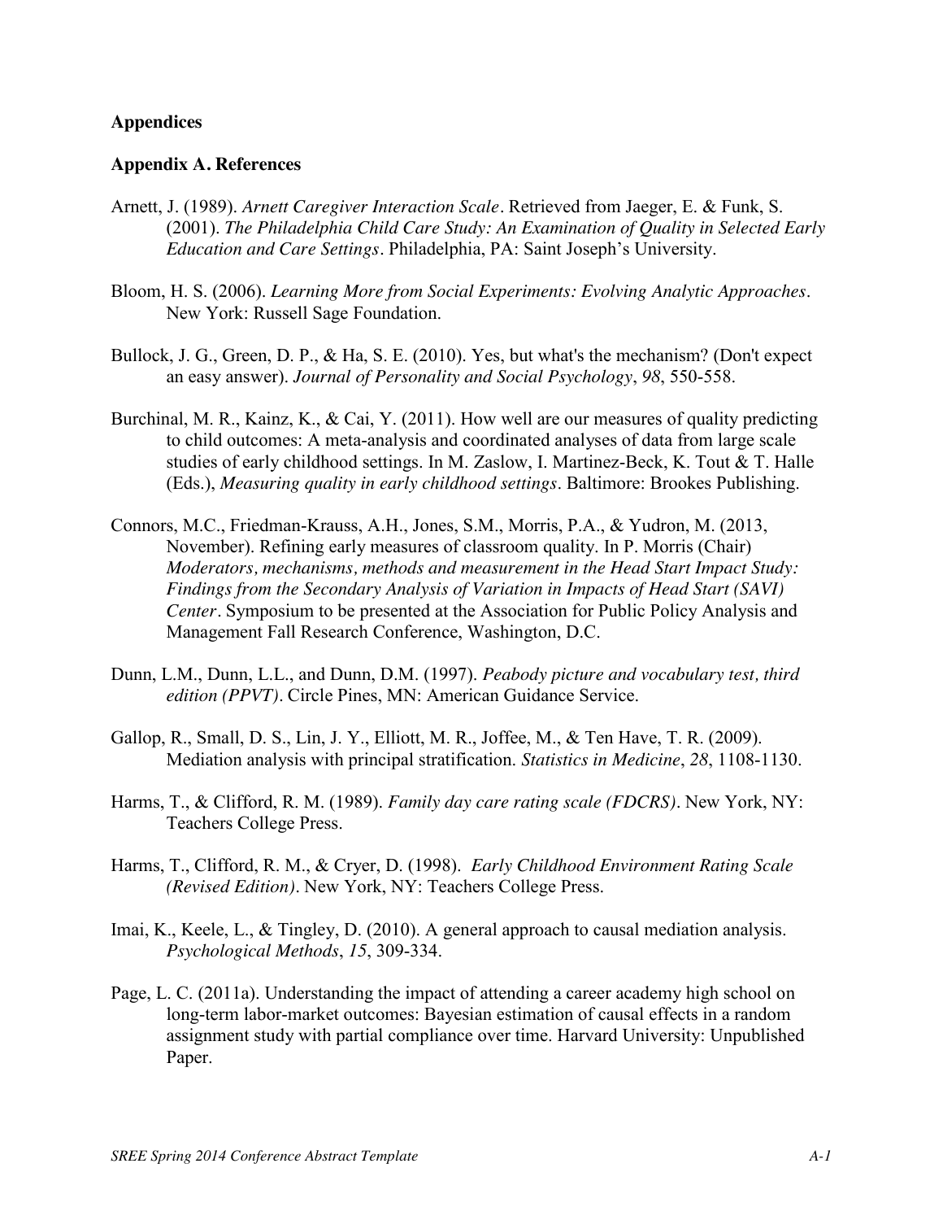## Appendices

### Appendix A. References

Arnett, J. (1989). *Arnett Caregiver Interaction Scale*. Retrieved from Jaeger, E. & Funk, S. (2001). *The Philadelphia Child Care Study: An Examination of Quality in Selected Early Education and Care Settings*. Philadelphia, PA: Saint Joseph's University.

Bloom, H. S. (2006). *Learning More from Social Experiments: Evolving Analytic Approaches*. New York: Russell Sage Foundation.

Bullock, J. G., Green, D. P., & Ha, S. E. (2010). Yes, but what's the mechanism? (Don't expect an easy answer). *Journal of Personality and Social Psychology*, *98*, 550-558.

Burchinal, M. R., Kainz, K., & Cai, Y. (2011). How well are our measures of quality predicting to child outcomes: A meta-analysis and coordinated analyses of data from large scale studies of early childhood settings. In M. Zaslow, I. Martinez-Beck, K. Tout & T. Halle (Eds.), *Measuring quality in early childhood settings*. Baltimore: Brookes Publishing.

Connors, M.C., Friedman-Krauss, A.H., Jones, S.M., Morris, P.A., & Yudron, M. (2013, November). Refining early measures of classroom quality. In P. Morris (Chair) *Moderators, mechanisms, methods and measurement in the Head Start Impact Study: Findings from the Secondary Analysis of Variation in Impacts of Head Start (SAVI) Center*. Symposium to be presented at the Association for Public Policy Analysis and Management Fall Research Conference, Washington, D.C.

Dunn, L.M., Dunn, L.L., and Dunn, D.M. (1997). *Peabody picture and vocabulary test, third edition (PPVT)*. Circle Pines, MN: American Guidance Service.

Gallop, R., Small, D. S., Lin, J. Y., Elliott, M. R., Joffee, M., & Ten Have, T. R. (2009). Mediation analysis with principal stratification. *Statistics in Medicine*, *28*, 1108-1130.

Harms, T., & Clifford, R. M. (1989). *Family day care rating scale (FDCRS)*. New York, NY: Teachers College Press.

Harms, T., Clifford, R. M., & Cryer, D. (1998). *Early Childhood Environment Rating Scale (Revised Edition)*. New York, NY: Teachers College Press.

Imai, K., Keele, L., & Tingley, D. (2010). A general approach to causal mediation analysis. *Psychological Methods*, *15*, 309-334.

Page, L. C. (2011a). Understanding the impact of attending a career academy high school on long-term labor-market outcomes: Bayesian estimation of causal effects in a random assignment study with partial compliance over time. Harvard University: Unpublished Paper.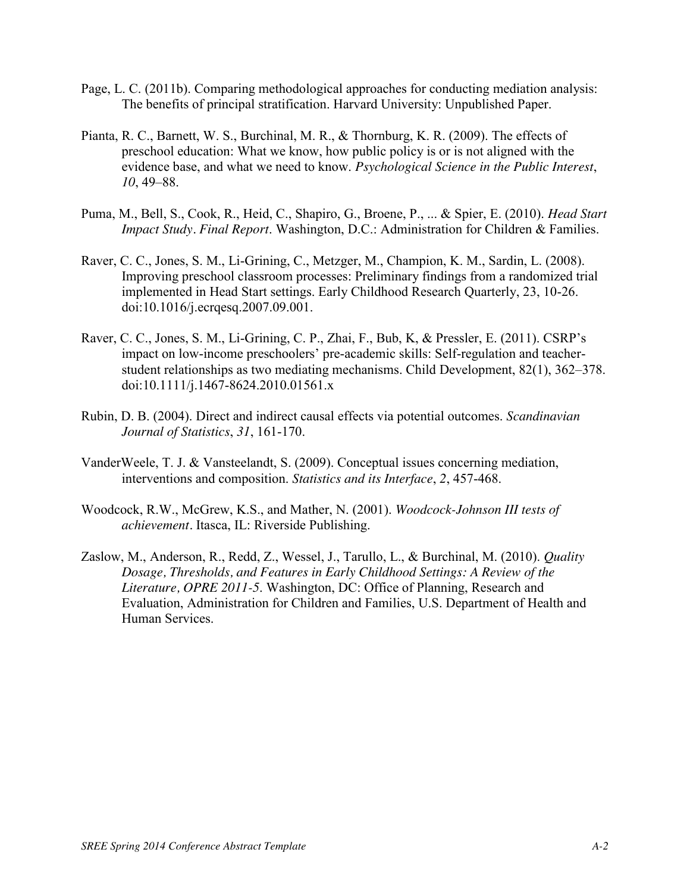Page, L. C. (2011b). Comparing methodological approaches for conducting mediation analysis: The benefits of principal stratification. Harvard University: Unpublished Paper.

Pianta, R. C., Barnett, W. S., Burchinal, M. R., & Thornburg, K. R. (2009). The effects of preschool education: What we know, how public policy is or is not aligned with the evidence base, and what we need to know. *Psychological Science in the Public Interest*, *10*, 49–88.

Puma, M., Bell, S., Cook, R., Heid, C., Shapiro, G., Broene, P., ... & Spier, E. (2010). *Head Start Impact Study*. *Final Report*. Washington, D.C.: Administration for Children & Families.

Raver, C. C., Jones, S. M., Li-Grining, C., Metzger, M., Champion, K. M., Sardin, L. (2008). Improving preschool classroom processes: Preliminary findings from a randomized trial implemented in Head Start settings. Early Childhood Research Quarterly, 23, 10-26. doi:10.1016/j.ecrqesq.2007.09.001.

Raver, C. C., Jones, S. M., Li-Grining, C. P., Zhai, F., Bub, K, & Pressler, E. (2011). CSRP's impact on low-income preschoolers' pre-academic skills: Self-regulation and teacher-student relationships as two mediating mechanisms. Child Development, 82(1), 362–378. doi:10.1111/j.1467-8624.2010.01561.x

Rubin, D. B. (2004). Direct and indirect causal effects via potential outcomes. *Scandinavian Journal of Statistics*, *31*, 161-170.

VanderWeele, T. J. & Vansteelandt, S. (2009). Conceptual issues concerning mediation, interventions and composition. *Statistics and its Interface*, *2*, 457-468.

Woodcock, R.W., McGrew, K.S., and Mather, N. (2001). *Woodcock-Johnson III tests of achievement*. Itasca, IL: Riverside Publishing.

Zaslow, M., Anderson, R., Redd, Z., Wessel, J., Tarullo, L., & Burchinal, M. (2010). *Quality Dosage, Thresholds, and Features in Early Childhood Settings: A Review of the Literature, OPRE 2011-5*. Washington, DC: Office of Planning, Research and Evaluation, Administration for Children and Families, U.S. Department of Health and Human Services.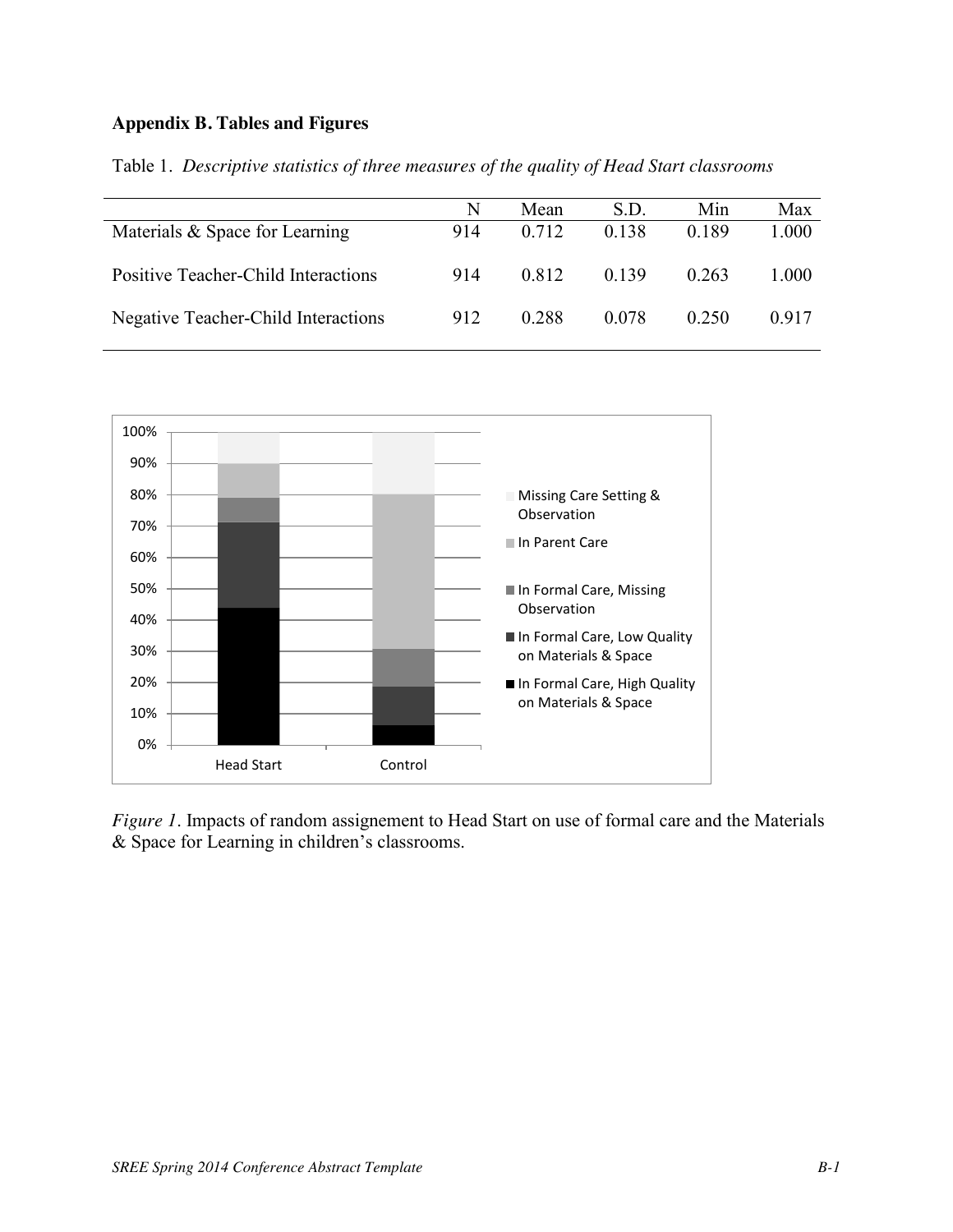## Appendix B. Tables and Figures

Table 1. *Descriptive statistics of three measures of the quality of Head Start classrooms*

| | N | Mean | S.D. | Min | Max |
|---|---|---|---|---|---|
| Materials & Space for Learning | 914 | 0.712 | 0.138 | 0.189 | 1.000 |
| Positive Teacher-Child Interactions | 914 | 0.812 | 0.139 | 0.263 | 1.000 |
| Negative Teacher-Child Interactions | 912 | 0.288 | 0.078 | 0.250 | 0.917 |

*Figure 1*. Impacts of random assignement to Head Start on use of formal care and the Materials & Space for Learning in children's classrooms.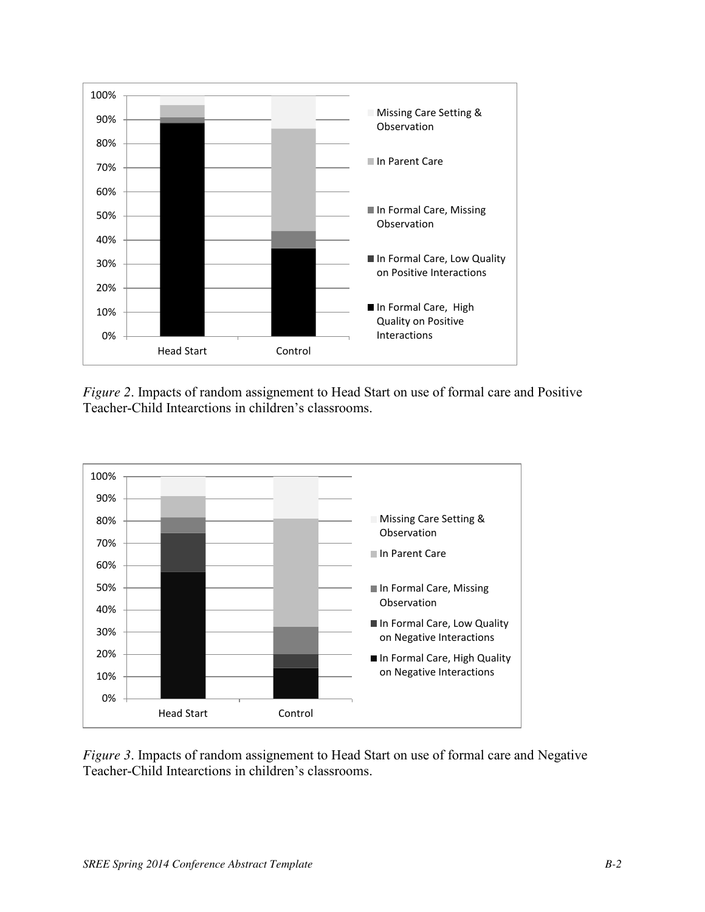100%
90%
80%
70%
60%
50%
40%
30%
20%
10%
0%

Head Start
Control

Missing Care Setting & Observation
In Parent Care
In Formal Care, Missing Observation
In Formal Care, Low Quality on Positive Interactions
In Formal Care, High Quality on Positive Interactions

*Figure 2*. Impacts of random assignement to Head Start on use of formal care and Positive Teacher-Child Intearctions in children's classrooms.

100%
90%
80%
70%
60%
50%
40%
30%
20%
10%
0%

Head Start
Control

Missing Care Setting & Observation
In Parent Care
In Formal Care, Missing Observation
In Formal Care, Low Quality on Negative Interactions
In Formal Care, High Quality on Negative Interactions

*Figure 3*. Impacts of random assignement to Head Start on use of formal care and Negative Teacher-Child Intearctions in children's classrooms.